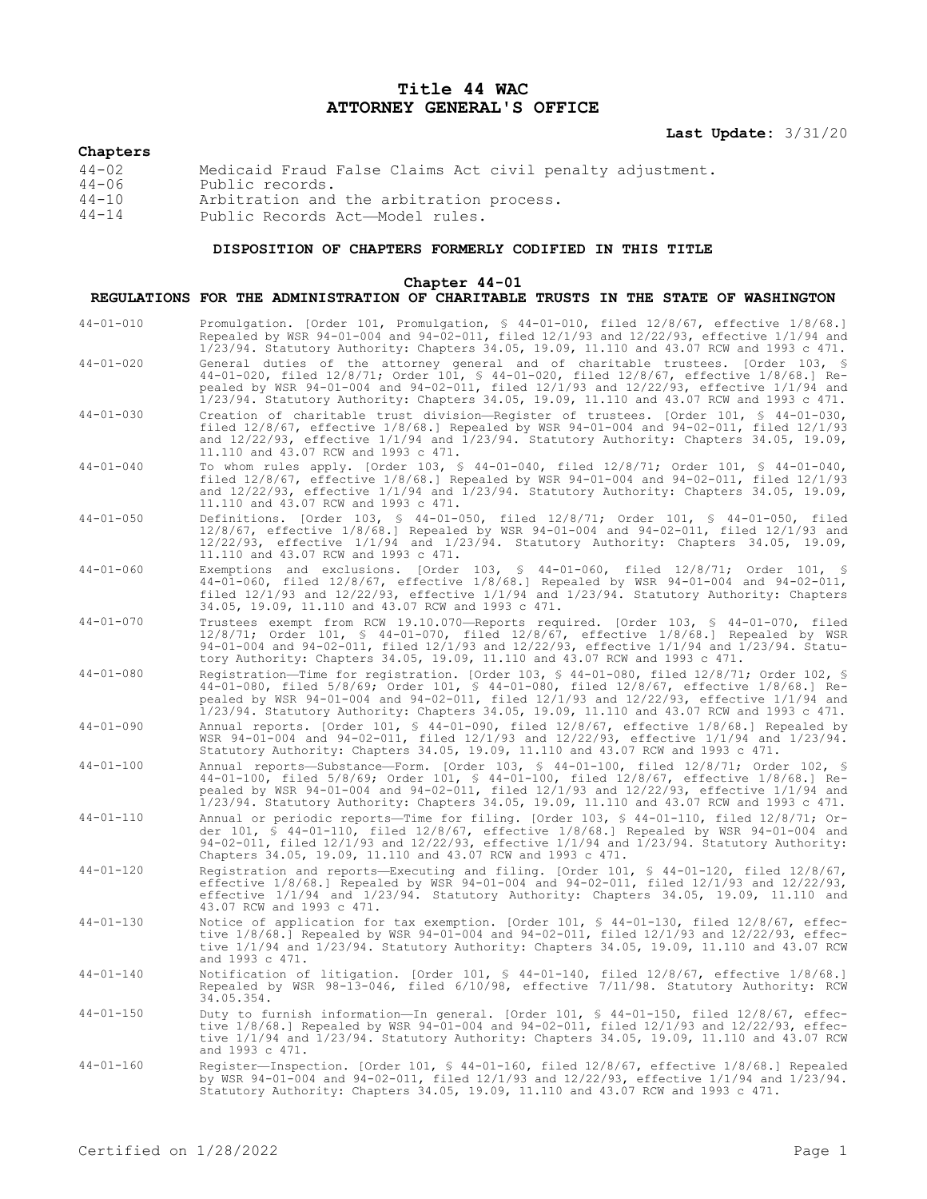# Title 44 WAC
# ATTORNEY GENERAL'S OFFICE

**Last Update:** 3/31/20

**Chapters**

| | |
|---|---|
| 44-02 | Medicaid Fraud False Claims Act civil penalty adjustment. |
| 44-06 | Public records. |
| 44-10 | Arbitration and the arbitration process. |
| 44-14 | Public Records Act—Model rules. |

## DISPOSITION OF CHAPTERS FORMERLY CODIFIED IN THIS TITLE

### Chapter 44-01
### REGULATIONS FOR THE ADMINISTRATION OF CHARITABLE TRUSTS IN THE STATE OF WASHINGTON

| | |
|---|---|
| 44-01-010 | Promulgation. [Order 101, Promulgation, § 44-01-010, filed 12/8/67, effective 1/8/68.] Repealed by WSR 94-01-004 and 94-02-011, filed 12/1/93 and 12/22/93, effective 1/1/94 and 1/23/94. Statutory Authority: Chapters 34.05, 19.09, 11.110 and 43.07 RCW and 1993 c 471. |
| 44-01-020 | General duties of the attorney general and of charitable trustees. [Order 103, § 44-01-020, filed 12/8/71; Order 101, § 44-01-020, filed 12/8/67, effective 1/8/68.] Repealed by WSR 94-01-004 and 94-02-011, filed 12/1/93 and 12/22/93, effective 1/1/94 and 1/23/94. Statutory Authority: Chapters 34.05, 19.09, 11.110 and 43.07 RCW and 1993 c 471. |
| 44-01-030 | Creation of charitable trust division—Register of trustees. [Order 101, § 44-01-030, filed 12/8/67, effective 1/8/68.] Repealed by WSR 94-01-004 and 94-02-011, filed 12/1/93 and 12/22/93, effective 1/1/94 and 1/23/94. Statutory Authority: Chapters 34.05, 19.09, 11.110 and 43.07 RCW and 1993 c 471. |
| 44-01-040 | To whom rules apply. [Order 103, § 44-01-040, filed 12/8/71; Order 101, § 44-01-040, filed 12/8/67, effective 1/8/68.] Repealed by WSR 94-01-004 and 94-02-011, filed 12/1/93 and 12/22/93, effective 1/1/94 and 1/23/94. Statutory Authority: Chapters 34.05, 19.09, 11.110 and 43.07 RCW and 1993 c 471. |
| 44-01-050 | Definitions. [Order 103, § 44-01-050, filed 12/8/71; Order 101, § 44-01-050, filed 12/8/67, effective 1/8/68.] Repealed by WSR 94-01-004 and 94-02-011, filed 12/1/93 and 12/22/93, effective 1/1/94 and 1/23/94. Statutory Authority: Chapters 34.05, 19.09, 11.110 and 43.07 RCW and 1993 c 471. |
| 44-01-060 | Exemptions and exclusions. [Order 103, § 44-01-060, filed 12/8/71; Order 101, § 44-01-060, filed 12/8/67, effective 1/8/68.] Repealed by WSR 94-01-004 and 94-02-011, filed 12/1/93 and 12/22/93, effective 1/1/94 and 1/23/94. Statutory Authority: Chapters 34.05, 19.09, 11.110 and 43.07 RCW and 1993 c 471. |
| 44-01-070 | Trustees exempt from RCW 19.10.070—Reports required. [Order 103, § 44-01-070, filed 12/8/71; Order 101, § 44-01-070, filed 12/8/67, effective 1/8/68.] Repealed by WSR 94-01-004 and 94-02-011, filed 12/1/93 and 12/22/93, effective 1/1/94 and 1/23/94. Statutory Authority: Chapters 34.05, 19.09, 11.110 and 43.07 RCW and 1993 c 471. |
| 44-01-080 | Registration—Time for registration. [Order 103, § 44-01-080, filed 12/8/71; Order 102, § 44-01-080, filed 5/8/69; Order 101, § 44-01-080, filed 12/8/67, effective 1/8/68.] Repealed by WSR 94-01-004 and 94-02-011, filed 12/1/93 and 12/22/93, effective 1/1/94 and 1/23/94. Statutory Authority: Chapters 34.05, 19.09, 11.110 and 43.07 RCW and 1993 c 471. |
| 44-01-090 | Annual reports. [Order 101, § 44-01-090, filed 12/8/67, effective 1/8/68.] Repealed by WSR 94-01-004 and 94-02-011, filed 12/1/93 and 12/22/93, effective 1/1/94 and 1/23/94. Statutory Authority: Chapters 34.05, 19.09, 11.110 and 43.07 RCW and 1993 c 471. |
| 44-01-100 | Annual reports—Substance—Form. [Order 103, § 44-01-100, filed 12/8/71; Order 102, § 44-01-100, filed 5/8/69; Order 101, § 44-01-100, filed 12/8/67, effective 1/8/68.] Repealed by WSR 94-01-004 and 94-02-011, filed 12/1/93 and 12/22/93, effective 1/1/94 and 1/23/94. Statutory Authority: Chapters 34.05, 19.09, 11.110 and 43.07 RCW and 1993 c 471. |
| 44-01-110 | Annual or periodic reports—Time for filing. [Order 103, § 44-01-110, filed 12/8/71; Order 101, § 44-01-110, filed 12/8/67, effective 1/8/68.] Repealed by WSR 94-01-004 and 94-02-011, filed 12/1/93 and 12/22/93, effective 1/1/94 and 1/23/94. Statutory Authority: Chapters 34.05, 19.09, 11.110 and 43.07 RCW and 1993 c 471. |
| 44-01-120 | Registration and reports—Executing and filing. [Order 101, § 44-01-120, filed 12/8/67, effective 1/8/68.] Repealed by WSR 94-01-004 and 94-02-011, filed 12/1/93 and 12/22/93, effective 1/1/94 and 1/23/94. Statutory Authority: Chapters 34.05, 19.09, 11.110 and 43.07 RCW and 1993 c 471. |
| 44-01-130 | Notice of application for tax exemption. [Order 101, § 44-01-130, filed 12/8/67, effective 1/8/68.] Repealed by WSR 94-01-004 and 94-02-011, filed 12/1/93 and 12/22/93, effective 1/1/94 and 1/23/94. Statutory Authority: Chapters 34.05, 19.09, 11.110 and 43.07 RCW and 1993 c 471. |
| 44-01-140 | Notification of litigation. [Order 101, § 44-01-140, filed 12/8/67, effective 1/8/68.] Repealed by WSR 98-13-046, filed 6/10/98, effective 7/11/98. Statutory Authority: RCW 34.05.354. |
| 44-01-150 | Duty to furnish information—In general. [Order 101, § 44-01-150, filed 12/8/67, effective 1/8/68.] Repealed by WSR 94-01-004 and 94-02-011, filed 12/1/93 and 12/22/93, effective 1/1/94 and 1/23/94. Statutory Authority: Chapters 34.05, 19.09, 11.110 and 43.07 RCW and 1993 c 471. |
| 44-01-160 | Register—Inspection. [Order 101, § 44-01-160, filed 12/8/67, effective 1/8/68.] Repealed by WSR 94-01-004 and 94-02-011, filed 12/1/93 and 12/22/93, effective 1/1/94 and 1/23/94. Statutory Authority: Chapters 34.05, 19.09, 11.110 and 43.07 RCW and 1993 c 471. |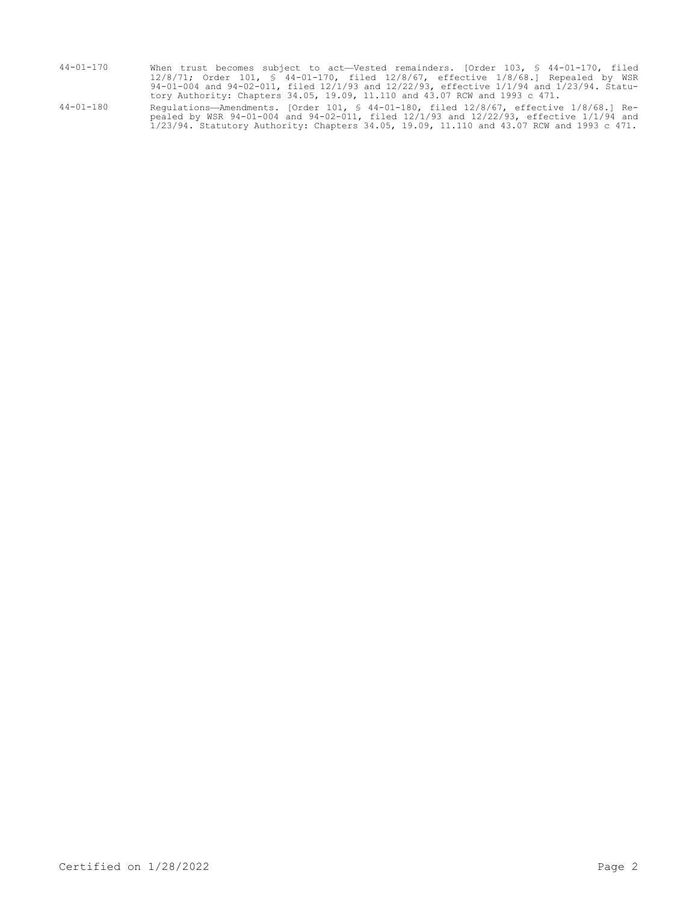44-01-170 When trust becomes subject to act—Vested remainders. [Order 103, § 44-01-170, filed 12/8/71; Order 101, § 44-01-170, filed 12/8/67, effective 1/8/68.] Repealed by WSR 94-01-004 and 94-02-011, filed 12/1/93 and 12/22/93, effective 1/1/94 and 1/23/94. Statutory Authority: Chapters 34.05, 19.09, 11.110 and 43.07 RCW and 1993 c 471.

44-01-180 Regulations—Amendments. [Order 101, § 44-01-180, filed 12/8/67, effective 1/8/68.] Repealed by WSR 94-01-004 and 94-02-011, filed 12/1/93 and 12/22/93, effective 1/1/94 and 1/23/94. Statutory Authority: Chapters 34.05, 19.09, 11.110 and 43.07 RCW and 1993 c 471.

Certified on 1/28/2022